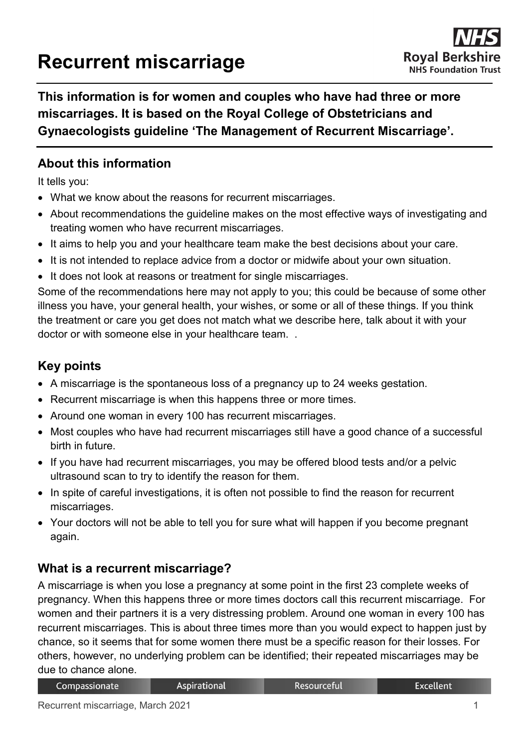# Recurrent miscarriage

**This information is for women and couples who have had three or more miscarriages. It is based on the Royal College of Obstetricians and Gynaecologists guideline 'The Management of Recurrent Miscarriage'.**

## About this information

It tells you:

- What we know about the reasons for recurrent miscarriages.
- About recommendations the guideline makes on the most effective ways of investigating and treating women who have recurrent miscarriages.
- It aims to help you and your healthcare team make the best decisions about your care.
- It is not intended to replace advice from a doctor or midwife about your own situation.
- It does not look at reasons or treatment for single miscarriages.

Some of the recommendations here may not apply to you; this could be because of some other illness you have, your general health, your wishes, or some or all of these things. If you think the treatment or care you get does not match what we describe here, talk about it with your doctor or with someone else in your healthcare team. .

## Key points

- A miscarriage is the spontaneous loss of a pregnancy up to 24 weeks gestation.
- Recurrent miscarriage is when this happens three or more times.
- Around one woman in every 100 has recurrent miscarriages.
- Most couples who have had recurrent miscarriages still have a good chance of a successful birth in future.
- If you have had recurrent miscarriages, you may be offered blood tests and/or a pelvic ultrasound scan to try to identify the reason for them.
- In spite of careful investigations, it is often not possible to find the reason for recurrent miscarriages.
- Your doctors will not be able to tell you for sure what will happen if you become pregnant again.

## What is a recurrent miscarriage?

A miscarriage is when you lose a pregnancy at some point in the first 23 complete weeks of pregnancy. When this happens three or more times doctors call this recurrent miscarriage. For women and their partners it is a very distressing problem. Around one woman in every 100 has recurrent miscarriages. This is about three times more than you would expect to happen just by chance, so it seems that for some women there must be a specific reason for their losses. For others, however, no underlying problem can be identified; their repeated miscarriages may be due to chance alone.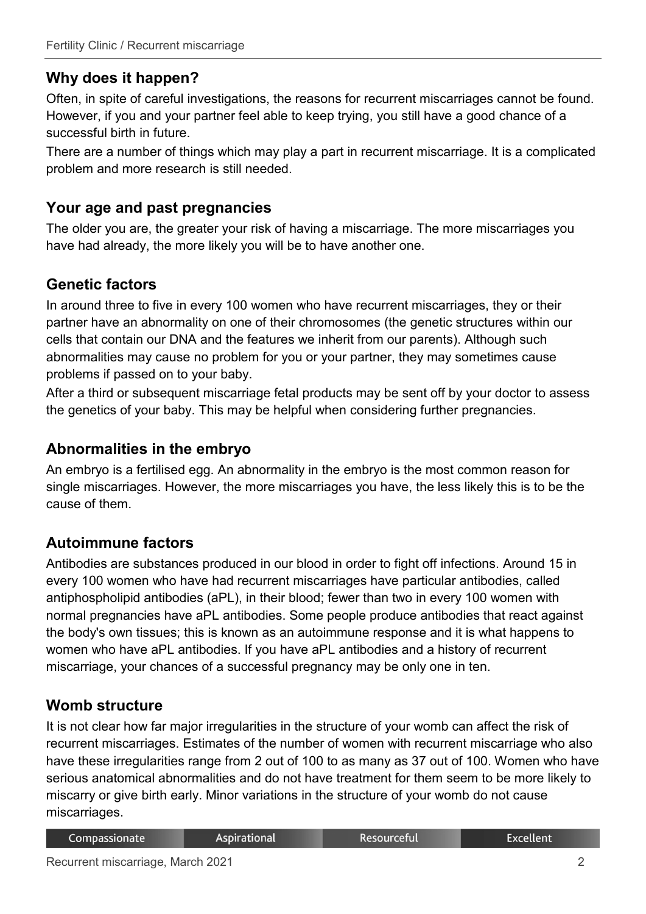## Why does it happen?

Often, in spite of careful investigations, the reasons for recurrent miscarriages cannot be found. However, if you and your partner feel able to keep trying, you still have a good chance of a successful birth in future.

There are a number of things which may play a part in recurrent miscarriage. It is a complicated problem and more research is still needed.

## Your age and past pregnancies

The older you are, the greater your risk of having a miscarriage. The more miscarriages you have had already, the more likely you will be to have another one.

## Genetic factors

In around three to five in every 100 women who have recurrent miscarriages, they or their partner have an abnormality on one of their chromosomes (the genetic structures within our cells that contain our DNA and the features we inherit from our parents). Although such abnormalities may cause no problem for you or your partner, they may sometimes cause problems if passed on to your baby.

After a third or subsequent miscarriage fetal products may be sent off by your doctor to assess the genetics of your baby. This may be helpful when considering further pregnancies.

## Abnormalities in the embryo

An embryo is a fertilised egg. An abnormality in the embryo is the most common reason for single miscarriages. However, the more miscarriages you have, the less likely this is to be the cause of them.

## Autoimmune factors

Antibodies are substances produced in our blood in order to fight off infections. Around 15 in every 100 women who have had recurrent miscarriages have particular antibodies, called antiphospholipid antibodies (aPL), in their blood; fewer than two in every 100 women with normal pregnancies have aPL antibodies. Some people produce antibodies that react against the body's own tissues; this is known as an autoimmune response and it is what happens to women who have aPL antibodies. If you have aPL antibodies and a history of recurrent miscarriage, your chances of a successful pregnancy may be only one in ten.

## Womb structure

It is not clear how far major irregularities in the structure of your womb can affect the risk of recurrent miscarriages. Estimates of the number of women with recurrent miscarriage who also have these irregularities range from 2 out of 100 to as many as 37 out of 100. Women who have serious anatomical abnormalities and do not have treatment for them seem to be more likely to miscarry or give birth early. Minor variations in the structure of your womb do not cause miscarriages.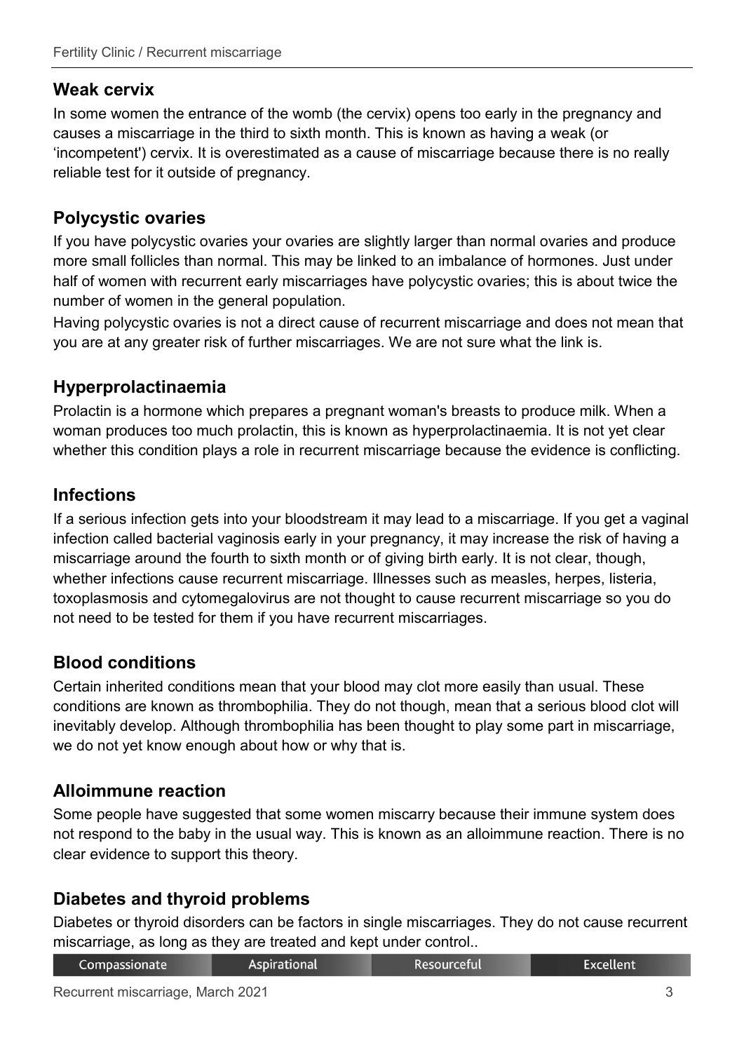## Weak cervix

In some women the entrance of the womb (the cervix) opens too early in the pregnancy and causes a miscarriage in the third to sixth month. This is known as having a weak (or 'incompetent') cervix. It is overestimated as a cause of miscarriage because there is no really reliable test for it outside of pregnancy.

## Polycystic ovaries

If you have polycystic ovaries your ovaries are slightly larger than normal ovaries and produce more small follicles than normal. This may be linked to an imbalance of hormones. Just under half of women with recurrent early miscarriages have polycystic ovaries; this is about twice the number of women in the general population.

Having polycystic ovaries is not a direct cause of recurrent miscarriage and does not mean that you are at any greater risk of further miscarriages. We are not sure what the link is.

## Hyperprolactinaemia

Prolactin is a hormone which prepares a pregnant woman's breasts to produce milk. When a woman produces too much prolactin, this is known as hyperprolactinaemia. It is not yet clear whether this condition plays a role in recurrent miscarriage because the evidence is conflicting.

## Infections

If a serious infection gets into your bloodstream it may lead to a miscarriage. If you get a vaginal infection called bacterial vaginosis early in your pregnancy, it may increase the risk of having a miscarriage around the fourth to sixth month or of giving birth early. It is not clear, though, whether infections cause recurrent miscarriage. Illnesses such as measles, herpes, listeria, toxoplasmosis and cytomegalovirus are not thought to cause recurrent miscarriage so you do not need to be tested for them if you have recurrent miscarriages.

## Blood conditions

Certain inherited conditions mean that your blood may clot more easily than usual. These conditions are known as thrombophilia. They do not though, mean that a serious blood clot will inevitably develop. Although thrombophilia has been thought to play some part in miscarriage, we do not yet know enough about how or why that is.

## Alloimmune reaction

Some people have suggested that some women miscarry because their immune system does not respond to the baby in the usual way. This is known as an alloimmune reaction. There is no clear evidence to support this theory.

## Diabetes and thyroid problems

Diabetes or thyroid disorders can be factors in single miscarriages. They do not cause recurrent miscarriage, as long as they are treated and kept under control..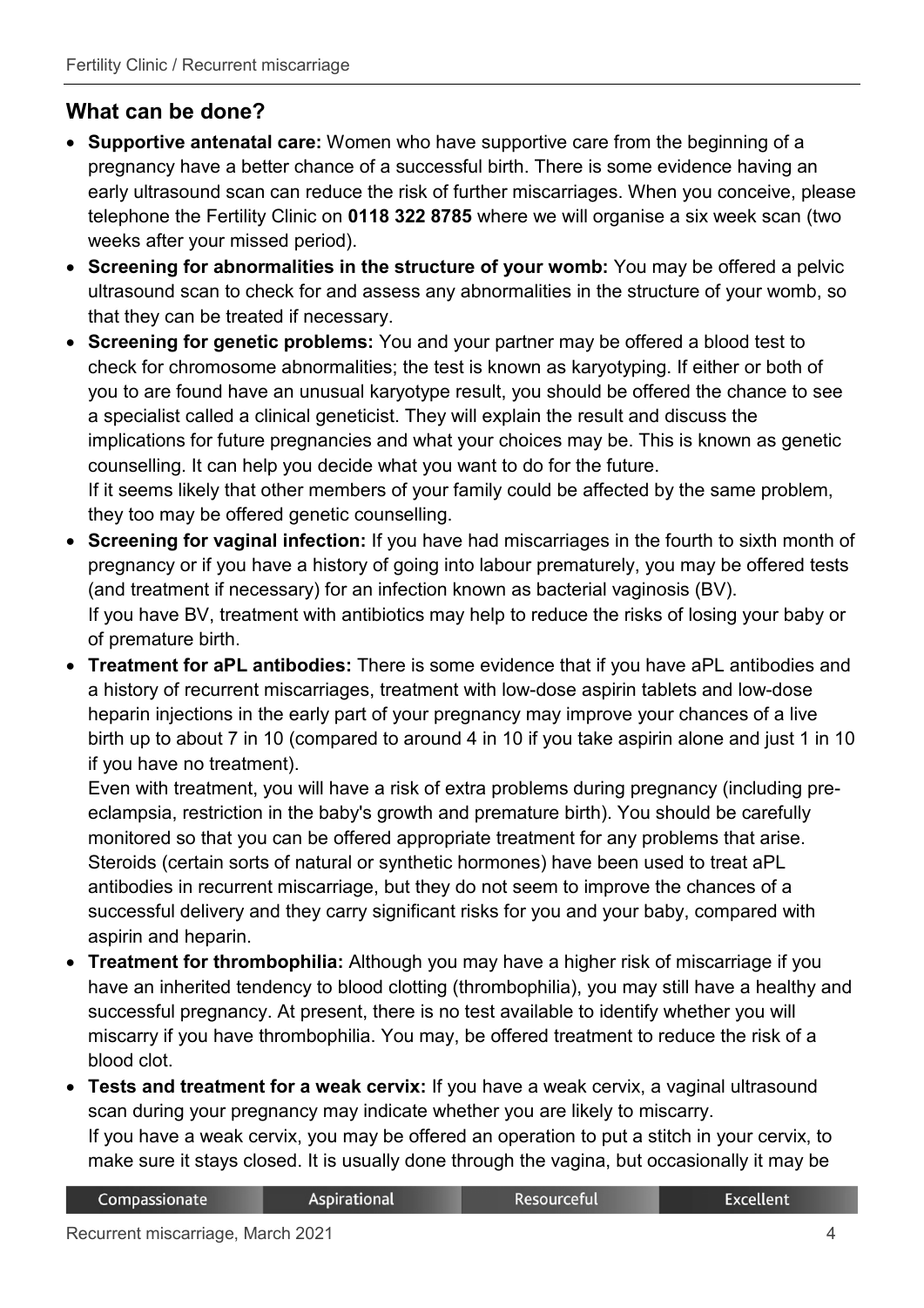## What can be done?

- **Supportive antenatal care:** Women who have supportive care from the beginning of a pregnancy have a better chance of a successful birth. There is some evidence having an early ultrasound scan can reduce the risk of further miscarriages. When you conceive, please telephone the Fertility Clinic on **0118 322 8785** where we will organise a six week scan (two weeks after your missed period).
- **Screening for abnormalities in the structure of your womb:** You may be offered a pelvic ultrasound scan to check for and assess any abnormalities in the structure of your womb, so that they can be treated if necessary.
- **Screening for genetic problems:** You and your partner may be offered a blood test to check for chromosome abnormalities; the test is known as karyotyping. If either or both of you to are found have an unusual karyotype result, you should be offered the chance to see a specialist called a clinical geneticist. They will explain the result and discuss the implications for future pregnancies and what your choices may be. This is known as genetic counselling. It can help you decide what you want to do for the future.
  If it seems likely that other members of your family could be affected by the same problem, they too may be offered genetic counselling.
- **Screening for vaginal infection:** If you have had miscarriages in the fourth to sixth month of pregnancy or if you have a history of going into labour prematurely, you may be offered tests (and treatment if necessary) for an infection known as bacterial vaginosis (BV).
  If you have BV, treatment with antibiotics may help to reduce the risks of losing your baby or of premature birth.
- **Treatment for aPL antibodies:** There is some evidence that if you have aPL antibodies and a history of recurrent miscarriages, treatment with low-dose aspirin tablets and low-dose heparin injections in the early part of your pregnancy may improve your chances of a live birth up to about 7 in 10 (compared to around 4 in 10 if you take aspirin alone and just 1 in 10 if you have no treatment).
  Even with treatment, you will have a risk of extra problems during pregnancy (including pre-eclampsia, restriction in the baby's growth and premature birth). You should be carefully monitored so that you can be offered appropriate treatment for any problems that arise. Steroids (certain sorts of natural or synthetic hormones) have been used to treat aPL antibodies in recurrent miscarriage, but they do not seem to improve the chances of a successful delivery and they carry significant risks for you and your baby, compared with aspirin and heparin.
- **Treatment for thrombophilia:** Although you may have a higher risk of miscarriage if you have an inherited tendency to blood clotting (thrombophilia), you may still have a healthy and successful pregnancy. At present, there is no test available to identify whether you will miscarry if you have thrombophilia. You may, be offered treatment to reduce the risk of a blood clot.
- **Tests and treatment for a weak cervix:** If you have a weak cervix, a vaginal ultrasound scan during your pregnancy may indicate whether you are likely to miscarry.
  If you have a weak cervix, you may be offered an operation to put a stitch in your cervix, to make sure it stays closed. It is usually done through the vagina, but occasionally it may be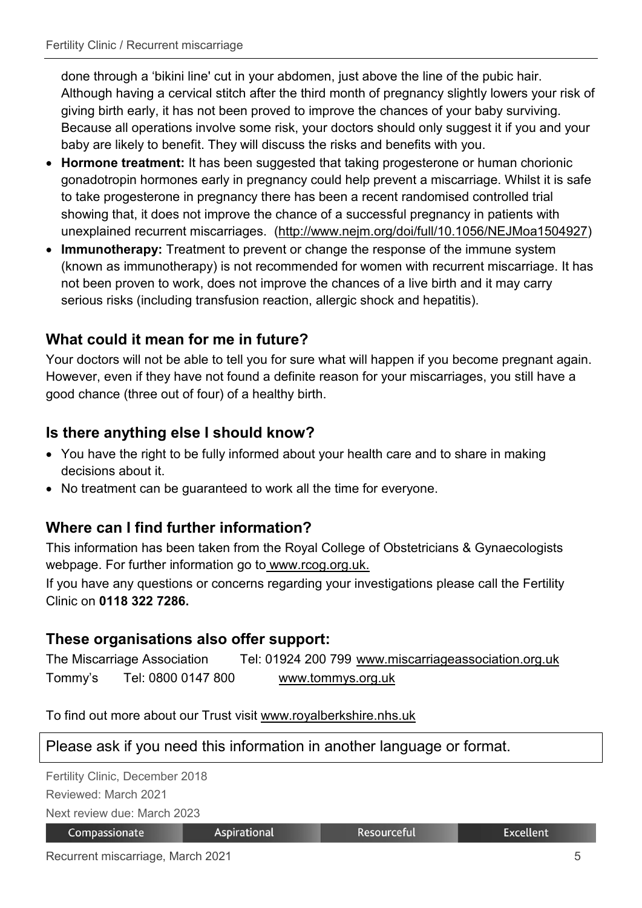done through a 'bikini line' cut in your abdomen, just above the line of the pubic hair. Although having a cervical stitch after the third month of pregnancy slightly lowers your risk of giving birth early, it has not been proved to improve the chances of your baby surviving. Because all operations involve some risk, your doctors should only suggest it if you and your baby are likely to benefit. They will discuss the risks and benefits with you.

- **Hormone treatment:** It has been suggested that taking progesterone or human chorionic gonadotropin hormones early in pregnancy could help prevent a miscarriage. Whilst it is safe to take progesterone in pregnancy there has been a recent randomised controlled trial showing that, it does not improve the chance of a successful pregnancy in patients with unexplained recurrent miscarriages. (http://www.nejm.org/doi/full/10.1056/NEJMoa1504927)
- **Immunotherapy:** Treatment to prevent or change the response of the immune system (known as immunotherapy) is not recommended for women with recurrent miscarriage. It has not been proven to work, does not improve the chances of a live birth and it may carry serious risks (including transfusion reaction, allergic shock and hepatitis).

## What could it mean for me in future?

Your doctors will not be able to tell you for sure what will happen if you become pregnant again. However, even if they have not found a definite reason for your miscarriages, you still have a good chance (three out of four) of a healthy birth.

## Is there anything else I should know?

- You have the right to be fully informed about your health care and to share in making decisions about it.
- No treatment can be guaranteed to work all the time for everyone.

## Where can I find further information?

This information has been taken from the Royal College of Obstetricians & Gynaecologists webpage. For further information go to www.rcog.org.uk.

If you have any questions or concerns regarding your investigations please call the Fertility Clinic on **0118 322 7286.**

## These organisations also offer support:

The Miscarriage Association Tel: 01924 200 799 www.miscarriageassociation.org.uk

Tommy's Tel: 0800 0147 800 www.tommys.org.uk

To find out more about our Trust visit www.royalberkshire.nhs.uk

Please ask if you need this information in another language or format.

Fertility Clinic, December 2018

Reviewed: March 2021

Next review due: March 2023

Compassionate | Aspirational | Resourceful | Excellent